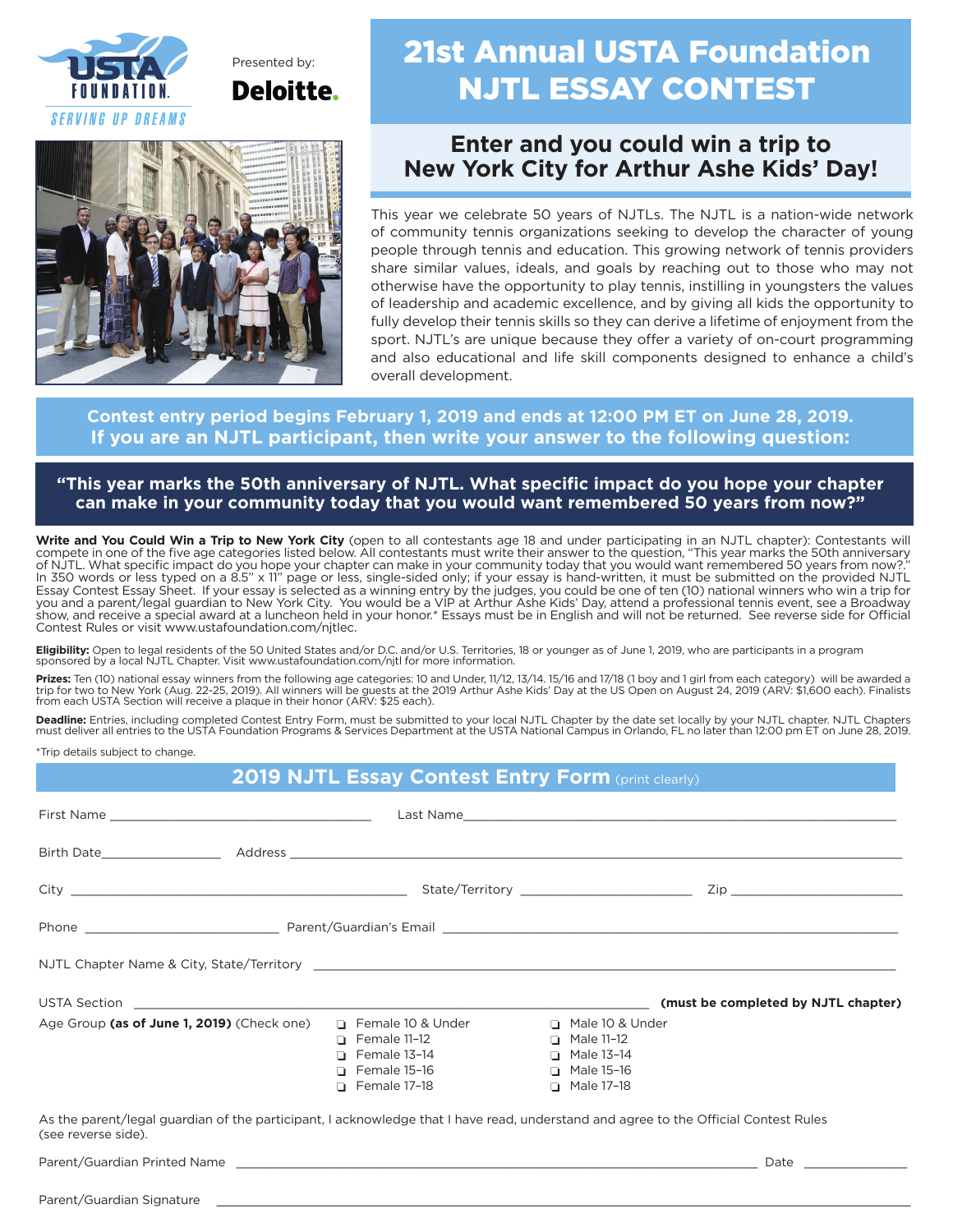USTA FOUNDATION
SERVING UP DREAMS

Presented by: Deloitte.

# 21st Annual USTA Foundation NJTL ESSAY CONTEST

## Enter and you could win a trip to New York City for Arthur Ashe Kids' Day!

This year we celebrate 50 years of NJTLs. The NJTL is a nation-wide network of community tennis organizations seeking to develop the character of young people through tennis and education. This growing network of tennis providers share similar values, ideals, and goals by reaching out to those who may not otherwise have the opportunity to play tennis, instilling in youngsters the values of leadership and academic excellence, and by giving all kids the opportunity to fully develop their tennis skills so they can derive a lifetime of enjoyment from the sport. NJTL's are unique because they offer a variety of on-court programming and also educational and life skill components designed to enhance a child's overall development.

**Contest entry period begins February 1, 2019 and ends at 12:00 PM ET on June 28, 2019. If you are an NJTL participant, then write your answer to the following question:**

**"This year marks the 50th anniversary of NJTL. What specific impact do you hope your chapter can make in your community today that you would want remembered 50 years from now?"**

**Write and You Could Win a Trip to New York City** (open to all contestants age 18 and under participating in an NJTL chapter): Contestants will compete in one of the five age categories listed below. All contestants must write their answer to the question, "This year marks the 50th anniversary of NJTL. What specific impact do you hope your chapter can make in your community today that you would want remembered 50 years from now?." In 350 words or less typed on a 8.5" x 11" page or less, single-sided only; if your essay is hand-written, it must be submitted on the provided NJTL Essay Contest Essay Sheet. If your essay is selected as a winning entry by the judges, you could be one of ten (10) national winners who win a trip for you and a parent/legal guardian to New York City. You would be a VIP at Arthur Ashe Kids' Day, attend a professional tennis event, see a Broadway show, and receive a special award at a luncheon held in your honor.* Essays must be in English and will not be returned. See reverse side for Official Contest Rules or visit www.ustafoundation.com/njtlec.

**Eligibility:** Open to legal residents of the 50 United States and/or D.C. and/or U.S. Territories, 18 or younger as of June 1, 2019, who are participants in a program sponsored by a local NJTL Chapter. Visit www.ustafoundation.com/njtl for more information.

**Prizes:** Ten (10) national essay winners from the following age categories: 10 and Under, 11/12, 13/14. 15/16 and 17/18 (1 boy and 1 girl from each category) will be awarded a trip for two to New York (Aug. 22-25, 2019). All winners will be guests at the 2019 Arthur Ashe Kids' Day at the US Open on August 24, 2019 (ARV: $1,600 each). Finalists from each USTA Section will receive a plaque in their honor (ARV: $25 each).

**Deadline:** Entries, including completed Contest Entry Form, must be submitted to your local NJTL Chapter by the date set locally by your NJTL chapter. NJTL Chapters must deliver all entries to the USTA Foundation Programs & Services Department at the USTA National Campus in Orlando, FL no later than 12:00 pm ET on June 28, 2019.

*Trip details subject to change.

## 2019 NJTL Essay Contest Entry Form (print clearly)

First Name ____________________ Last Name ____________________

Birth Date ____________ Address ____________________

City ____________________ State/Territory ____________ Zip ____________

Phone ____________ Parent/Guardian's Email ____________________

NJTL Chapter Name & City, State/Territory ____________________

USTA Section ____________________ **(must be completed by NJTL chapter)**

Age Group **(as of June 1, 2019)** (Check one)

- ❑ Female 10 & Under
- ❑ Female 11–12
- ❑ Female 13–14
- ❑ Female 15–16
- ❑ Female 17–18
- ❑ Male 10 & Under
- ❑ Male 11–12
- ❑ Male 13–14
- ❑ Male 15–16
- ❑ Male 17–18

As the parent/legal guardian of the participant, I acknowledge that I have read, understand and agree to the Official Contest Rules (see reverse side).

Parent/Guardian Printed Name ____________________ Date ____________

Parent/Guardian Signature ____________________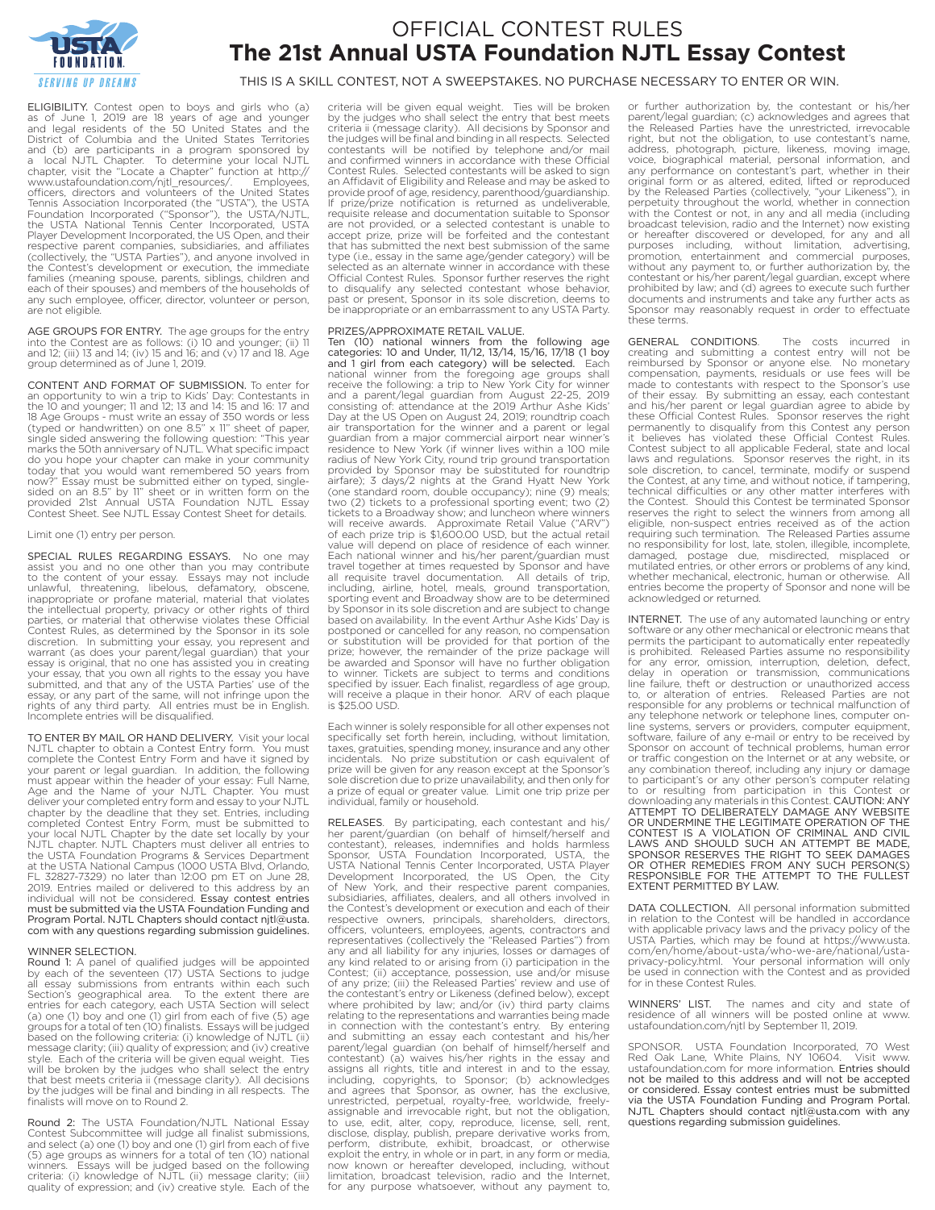# OFFICIAL CONTEST RULES
# The 21st Annual USTA Foundation NJTL Essay Contest

THIS IS A SKILL CONTEST, NOT A SWEEPSTAKES. NO PURCHASE NECESSARY TO ENTER OR WIN.

ELIGIBILITY. Contest open to boys and girls who (a) as of June 1, 2019 are 18 years of age and younger and legal residents of the 50 United States and the District of Columbia and the United States Territories and (b) are participants in a program sponsored by a local NJTL Chapter. To determine your local NJTL chapter, visit the "Locate a Chapter" function at http://www.ustafoundation.com/njtl_resources/. Employees, officers, directors and volunteers of the United States Tennis Association Incorporated (the "USTA"), the USTA Foundation Incorporated ("Sponsor"), the USTA/NJTL, the USTA National Tennis Center Incorporated, USTA Player Development Incorporated, the US Open, and their respective parent companies, subsidiaries, and affiliates (collectively, the "USTA Parties"), and anyone involved in the Contest's development or execution, the immediate families (meaning spouse, parents, siblings, children and each of their spouses) and members of the households of any such employee, officer, director, volunteer or person, are not eligible.

AGE GROUPS FOR ENTRY. The age groups for the entry into the Contest are as follows: (i) 10 and younger; (ii) 11 and 12; (iii) 13 and 14; (iv) 15 and 16; and (v) 17 and 18. Age group determined as of June 1, 2019.

CONTENT AND FORMAT OF SUBMISSION. To enter for an opportunity to win a trip to Kids' Day: Contestants in the 10 and younger; 11 and 12; 13 and 14: 15 and 16: 17 and 18 Age Groups - must write an essay of 350 words or less (typed or handwritten) on one 8.5" x 11" sheet of paper, single sided answering the following question: "This year marks the 50th anniversary of NJTL. What specific impact do you hope your chapter can make in your community today that you would want remembered 50 years from now?" Essay must be submitted either on typed, single-sided on an 8.5" by 11" sheet or in written form on the provided 21st Annual USTA Foundation NJTL Essay Contest Sheet. See NJTL Essay Contest Sheet for details.

Limit one (1) entry per person.

SPECIAL RULES REGARDING ESSAYS. No one may assist you and no one other than you may contribute to the content of your essay. Essays may not include unlawful, threatening, libelous, defamatory, obscene, inappropriate or profane material, material that violates the intellectual property, privacy or other rights of third parties, or material that otherwise violates these Official Contest Rules, as determined by the Sponsor in its sole discretion. In submitting your essay, you represent and warrant (as does your parent/legal guardian) that your essay is original, that no one has assisted you in creating your essay, that you own all rights to the essay you have submitted, and that any of the USTA Parties' use of the essay, or any part of the same, will not infringe upon the rights of any third party. All entries must be in English. Incomplete entries will be disqualified.

TO ENTER BY MAIL OR HAND DELIVERY. Visit your local NJTL chapter to obtain a Contest Entry form. You must complete the Contest Entry Form and have it signed by your parent or legal guardian. In addition, the following must appear within the header of your essay: Full Name, Age and the Name of your NJTL Chapter. You must deliver your completed entry form and essay to your NJTL chapter by the deadline that they set. Entries, including completed Contest Entry Form, must be submitted to your local NJTL Chapter by the date set locally by your NJTL chapter. NJTL Chapters must deliver all entries to the USTA Foundation Programs & Services Department at the USTA National Campus (1000 USTA Blvd, Orlando, FL 32827-7329) no later than 12:00 pm ET on June 28, 2019. Entries mailed or delivered to this address by an individual will not be considered. Essay contest entries must be submitted via the USTA Foundation Funding and Program Portal. NJTL Chapters should contact njtl@usta.com with any questions regarding submission guidelines.

WINNER SELECTION.
Round 1: A panel of qualified judges will be appointed by each of the seventeen (17) USTA Sections to judge all essay submissions from entrants within each such Section's geographical area. To the extent there are entries for each category, each USTA Section will select (a) one (1) boy and one (1) girl from each of five (5) age groups for a total of ten (10) finalists. Essays will be judged based on the following criteria: (i) knowledge of NJTL (ii) message clarity; (iii) quality of expression; and (iv) creative style. Each of the criteria will be given equal weight. Ties will be broken by the judges who shall select the entry that best meets criteria ii (message clarity). All decisions by the judges will be final and binding in all respects. The finalists will move on to Round 2.

Round 2: The USTA Foundation/NJTL National Essay Contest Subcommittee will judge all finalist submissions, and select (a) one (1) boy and one (1) girl from each of five (5) age groups as winners for a total of ten (10) national winners. Essays will be judged based on the following criteria: (i) knowledge of NJTL (ii) message clarity; (iii) quality of expression; and (iv) creative style. Each of the criteria will be given equal weight. Ties will be broken by the judges who shall select the entry that best meets criteria ii (message clarity). All decisions by Sponsor and the judges will be final and binding in all respects. Selected contestants will be notified by telephone and/or mail and confirmed winners in accordance with these Official Contest Rules. Selected contestants will be asked to sign an Affidavit of Eligibility and Release and may be asked to provide proof of age, residency, parenthood/guardianship. If prize/prize notification is returned as undeliverable, requisite release and documentation suitable to Sponsor are not provided, or a selected contestant is unable to accept prize, prize will be forfeited and the contestant that has submitted the next best submission of the same type (i.e., essay in the same age/gender category) will be selected as an alternate winner in accordance with these Official Contest Rules. Sponsor further reserves the right to disqualify any selected contestant whose behavior, past or present, Sponsor in its sole discretion, deems to be inappropriate or an embarrassment to any USTA Party.

PRIZES/APPROXIMATE RETAIL VALUE.
Ten (10) national winners from the following age categories: 10 and Under, 11/12, 13/14, 15/16, 17/18 (1 boy and 1 girl from each category) will be selected. Each national winner from the foregoing age groups shall receive the following: a trip to New York City for winner and a parent/legal guardian from August 22-25, 2019 consisting of: attendance at the 2019 Arthur Ashe Kids' Day at the US Open on August 24, 2019; roundtrip coach air transportation for the winner and a parent or legal guardian from a major commercial airport near winner's residence to New York (if winner lives within a 100 mile radius of New York City, round trip ground transportation provided by Sponsor may be substituted for roundtrip airfare); 3 days/2 nights at the Grand Hyatt New York (one standard room, double occupancy); nine (9) meals; two (2) tickets to a professional sporting event; two (2) tickets to a Broadway show; and luncheon where winners will receive awards. Approximate Retail Value ("ARV") of each prize trip is $1,600.00 USD, but the actual retail value will depend on place of residence of each winner. Each national winner and his/her parent/guardian must travel together at times requested by Sponsor and have all requisite travel documentation. All details of trip, including, airline, hotel, meals, ground transportation, sporting event and Broadway show are to be determined by Sponsor in its sole discretion and are subject to change based on availability. In the event Arthur Ashe Kids' Day is postponed or cancelled for any reason, no compensation or substitution will be provided for that portion of the prize; however, the remainder of the prize package will be awarded and Sponsor will have no further obligation to winner. Tickets are subject to terms and conditions specified by issuer. Each finalist, regardless of age group, will receive a plaque in their honor. ARV of each plaque is $25.00 USD.

Each winner is solely responsible for all other expenses not specifically set forth herein, including, without limitation, taxes, gratuities, spending money, insurance and any other incidentals. No prize substitution or cash equivalent of prize will be given for any reason except at the Sponsor's sole discretion due to prize unavailability, and then only for a prize of equal or greater value. Limit one trip prize per individual, family or household.

RELEASES. By participating, each contestant and his/her parent/guardian (on behalf of himself/herself and contestant), releases, indemnifies and holds harmless Sponsor, USTA Foundation Incorporated, USTA, the USTA National Tennis Center Incorporated, USTA Player Development Incorporated, the US Open, the City of New York, and their respective parent companies, subsidiaries, affiliates, dealers, and all others involved in the Contest's development or execution and each of their respective owners, principals, shareholders, directors, officers, volunteers, employees, agents, contractors and representatives (collectively the "Released Parties") from any and all liability for any injuries, losses or damages of any kind related to or arising from (i) participation in the Contest; (ii) acceptance, possession, use and/or misuse of any prize; (iii) the Released Parties' review and use of the contestant's entry or Likeness (defined below), except where prohibited by law; and/or (iv) third party claims relating to the representations and warranties being made in connection with the contestant's entry. By entering and submitting an essay each contestant and his/her parent/legal guardian (on behalf of himself/herself and contestant) (a) waives his/her rights in the essay and assigns all rights, title and interest in and to the essay, including, copyrights, to Sponsor; (b) acknowledges and agrees that Sponsor, as owner, has the exclusive, unrestricted, perpetual, royalty-free, worldwide, freely-assignable and irrevocable right, but not the obligation, to use, edit, alter, copy, reproduce, license, sell, rent, disclose, display, publish, prepare derivative works from, perform, distribute, exhibit, broadcast, or otherwise exploit the entry, in whole or in part, in any form or media, now known or hereafter developed, including, without limitation, broadcast television, radio and the Internet, for any purpose whatsoever, without any payment to, or further authorization by, the contestant or his/her parent/legal guardian; (c) acknowledges and agrees that the Released Parties have the unrestricted, irrevocable right, but not the obligation, to use contestant's name, address, photograph, picture, likeness, moving image, voice, biographical material, personal information, and any performance on contestant's part, whether in their original form or as altered, edited, lifted or reproduced by the Released Parties (collectively, "your Likeness"), in perpetuity throughout the world, whether in connection with the Contest or not, in any and all media (including broadcast television, radio and the Internet) now existing or hereafter discovered or developed, for any and all purposes including, without limitation, advertising, promotion, entertainment and commercial purposes, without any payment to, or further authorization by, the contestant or his/her parent/legal guardian, except where prohibited by law; and (d) agrees to execute such further documents and instruments and take any further acts as Sponsor may reasonably request in order to effectuate these terms.

GENERAL CONDITIONS. The costs incurred in creating and submitting a contest entry will not be reimbursed by Sponsor or anyone else. No monetary compensation, payments, residuals or use fees will be made to contestants with respect to the Sponsor's use of their essay. By submitting an essay, each contestant and his/her parent or legal guardian agree to abide by these Official Contest Rules. Sponsor reserves the right permanently to disqualify from this Contest any person it believes has violated these Official Contest Rules. Contest subject to all applicable Federal, state and local laws and regulations. Sponsor reserves the right, in its sole discretion, to cancel, terminate, modify or suspend the Contest, at any time, and without notice, if tampering, technical difficulties or any other matter interferes with the Contest. Should this Contest be terminated Sponsor reserves the right to select the winners from among all eligible, non-suspect entries received as of the action requiring such termination. The Released Parties assume no responsibility for lost, late, stolen, illegible, incomplete, damaged, postage due, misdirected, misplaced or mutilated entries, or other errors or problems of any kind, whether mechanical, electronic, human or otherwise. All entries become the property of Sponsor and none will be acknowledged or returned.

INTERNET. The use of any automated launching or entry software or any other mechanical or electronic means that permits the participant to automatically enter repeatedly is prohibited. Released Parties assume no responsibility for any error, omission, interruption, deletion, defect, delay in operation or transmission, communications line failure, theft or destruction or unauthorized access to, or alteration of entries. Released Parties are not responsible for any problems or technical malfunction of any telephone network or telephone lines, computer on-line systems, servers or providers, computer equipment, software, failure of any e-mail or entry to be received by Sponsor on account of technical problems, human error or traffic congestion on the Internet or at any website, or any combination thereof, including any injury or damage to participant's or any other person's computer relating to or resulting from participation in this Contest or downloading any materials in this Contest. CAUTION: ANY ATTEMPT TO DELIBERATELY DAMAGE ANY WEBSITE OR UNDERMINE THE LEGITIMATE OPERATION OF THE CONTEST IS A VIOLATION OF CRIMINAL AND CIVIL LAWS AND SHOULD SUCH AN ATTEMPT BE MADE, SPONSOR RESERVES THE RIGHT TO SEEK DAMAGES OR OTHER REMEDIES FROM ANY SUCH PERSON(S) RESPONSIBLE FOR THE ATTEMPT TO THE FULLEST EXTENT PERMITTED BY LAW.

DATA COLLECTION. All personal information submitted in relation to the Contest will be handled in accordance with applicable privacy laws and the privacy policy of the USTA Parties, which may be found at https://www.usta.com/en/home/about-usta/who-we-are/national/usta-privacy-policy.html. Your personal information will only be used in connection with the Contest and as provided for in these Contest Rules.

WINNERS' LIST. The names and city and state of residence of all winners will be posted online at www.ustafoundation.com/njtl by September 11, 2019.

SPONSOR. USTA Foundation Incorporated, 70 West Red Oak Lane, White Plains, NY 10604. Visit www.ustafoundation.com for more information. Entries should not be mailed to this address and will not be accepted or considered. Essay contest entries must be submitted via the USTA Foundation Funding and Program Portal. NJTL Chapters should contact njtl@usta.com with any questions regarding submission guidelines.